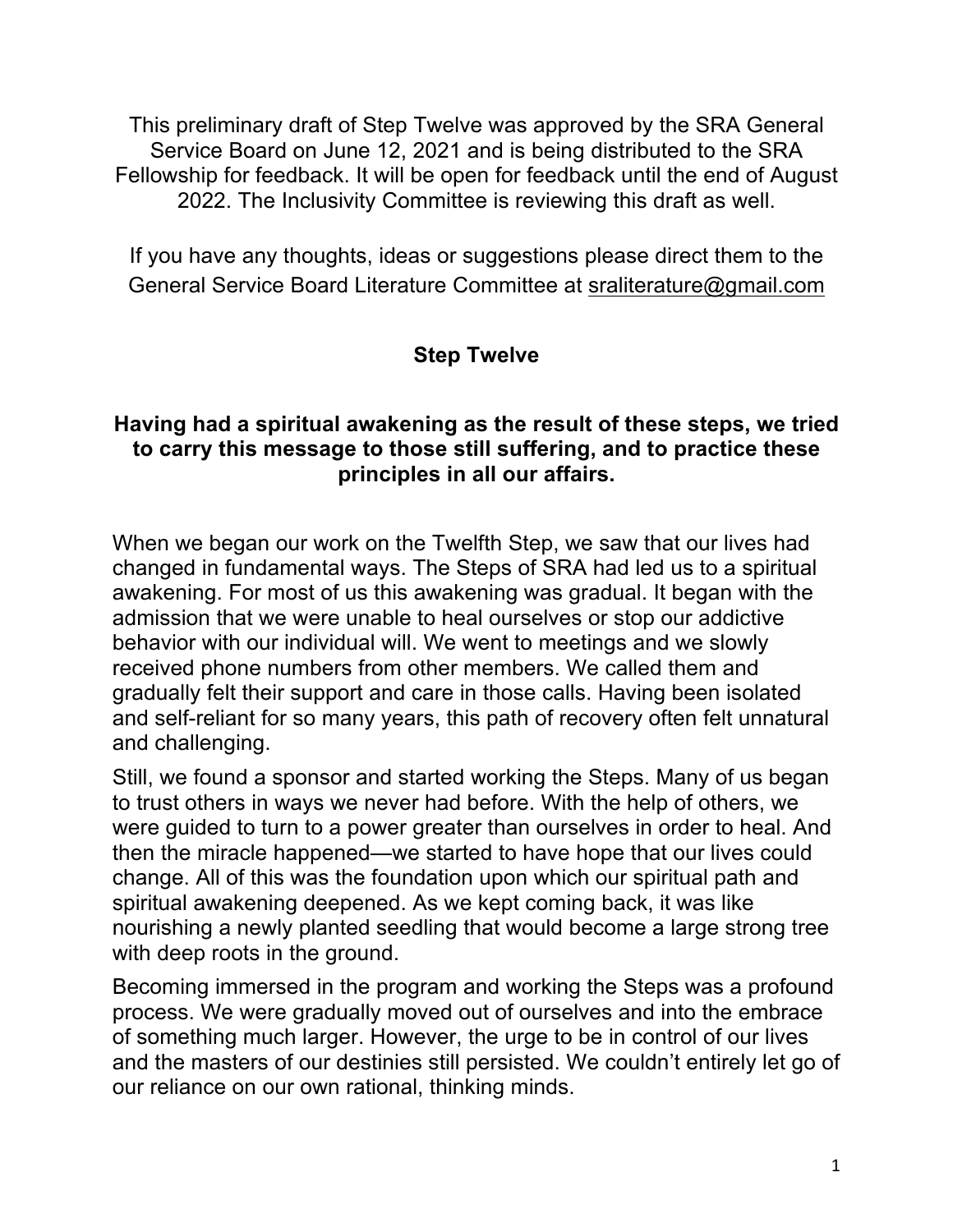This preliminary draft of Step Twelve was approved by the SRA General Service Board on June 12, 2021 and is being distributed to the SRA Fellowship for feedback. It will be open for feedback until the end of August 2022. The Inclusivity Committee is reviewing this draft as well.

If you have any thoughts, ideas or suggestions please direct them to the General Service Board Literature Committee at sraliterature@gmail.com

## Step Twelve

**Having had a spiritual awakening as the result of these steps, we tried to carry this message to those still suffering, and to practice these principles in all our affairs.**

When we began our work on the Twelfth Step, we saw that our lives had changed in fundamental ways. The Steps of SRA had led us to a spiritual awakening. For most of us this awakening was gradual. It began with the admission that we were unable to heal ourselves or stop our addictive behavior with our individual will. We went to meetings and we slowly received phone numbers from other members. We called them and gradually felt their support and care in those calls. Having been isolated and self-reliant for so many years, this path of recovery often felt unnatural and challenging.

Still, we found a sponsor and started working the Steps. Many of us began to trust others in ways we never had before. With the help of others, we were guided to turn to a power greater than ourselves in order to heal. And then the miracle happened—we started to have hope that our lives could change. All of this was the foundation upon which our spiritual path and spiritual awakening deepened. As we kept coming back, it was like nourishing a newly planted seedling that would become a large strong tree with deep roots in the ground.

Becoming immersed in the program and working the Steps was a profound process. We were gradually moved out of ourselves and into the embrace of something much larger. However, the urge to be in control of our lives and the masters of our destinies still persisted. We couldn't entirely let go of our reliance on our own rational, thinking minds.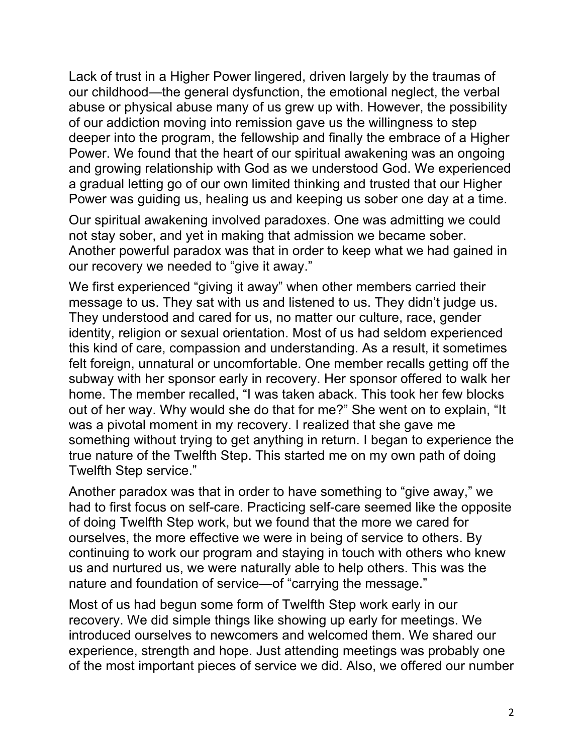Lack of trust in a Higher Power lingered, driven largely by the traumas of our childhood—the general dysfunction, the emotional neglect, the verbal abuse or physical abuse many of us grew up with. However, the possibility of our addiction moving into remission gave us the willingness to step deeper into the program, the fellowship and finally the embrace of a Higher Power. We found that the heart of our spiritual awakening was an ongoing and growing relationship with God as we understood God. We experienced a gradual letting go of our own limited thinking and trusted that our Higher Power was guiding us, healing us and keeping us sober one day at a time.

Our spiritual awakening involved paradoxes. One was admitting we could not stay sober, and yet in making that admission we became sober. Another powerful paradox was that in order to keep what we had gained in our recovery we needed to "give it away."

We first experienced "giving it away" when other members carried their message to us. They sat with us and listened to us. They didn't judge us. They understood and cared for us, no matter our culture, race, gender identity, religion or sexual orientation. Most of us had seldom experienced this kind of care, compassion and understanding. As a result, it sometimes felt foreign, unnatural or uncomfortable. One member recalls getting off the subway with her sponsor early in recovery. Her sponsor offered to walk her home. The member recalled, "I was taken aback. This took her few blocks out of her way. Why would she do that for me?" She went on to explain, "It was a pivotal moment in my recovery. I realized that she gave me something without trying to get anything in return. I began to experience the true nature of the Twelfth Step. This started me on my own path of doing Twelfth Step service."

Another paradox was that in order to have something to "give away," we had to first focus on self-care. Practicing self-care seemed like the opposite of doing Twelfth Step work, but we found that the more we cared for ourselves, the more effective we were in being of service to others. By continuing to work our program and staying in touch with others who knew us and nurtured us, we were naturally able to help others. This was the nature and foundation of service—of "carrying the message."

Most of us had begun some form of Twelfth Step work early in our recovery. We did simple things like showing up early for meetings. We introduced ourselves to newcomers and welcomed them. We shared our experience, strength and hope. Just attending meetings was probably one of the most important pieces of service we did. Also, we offered our number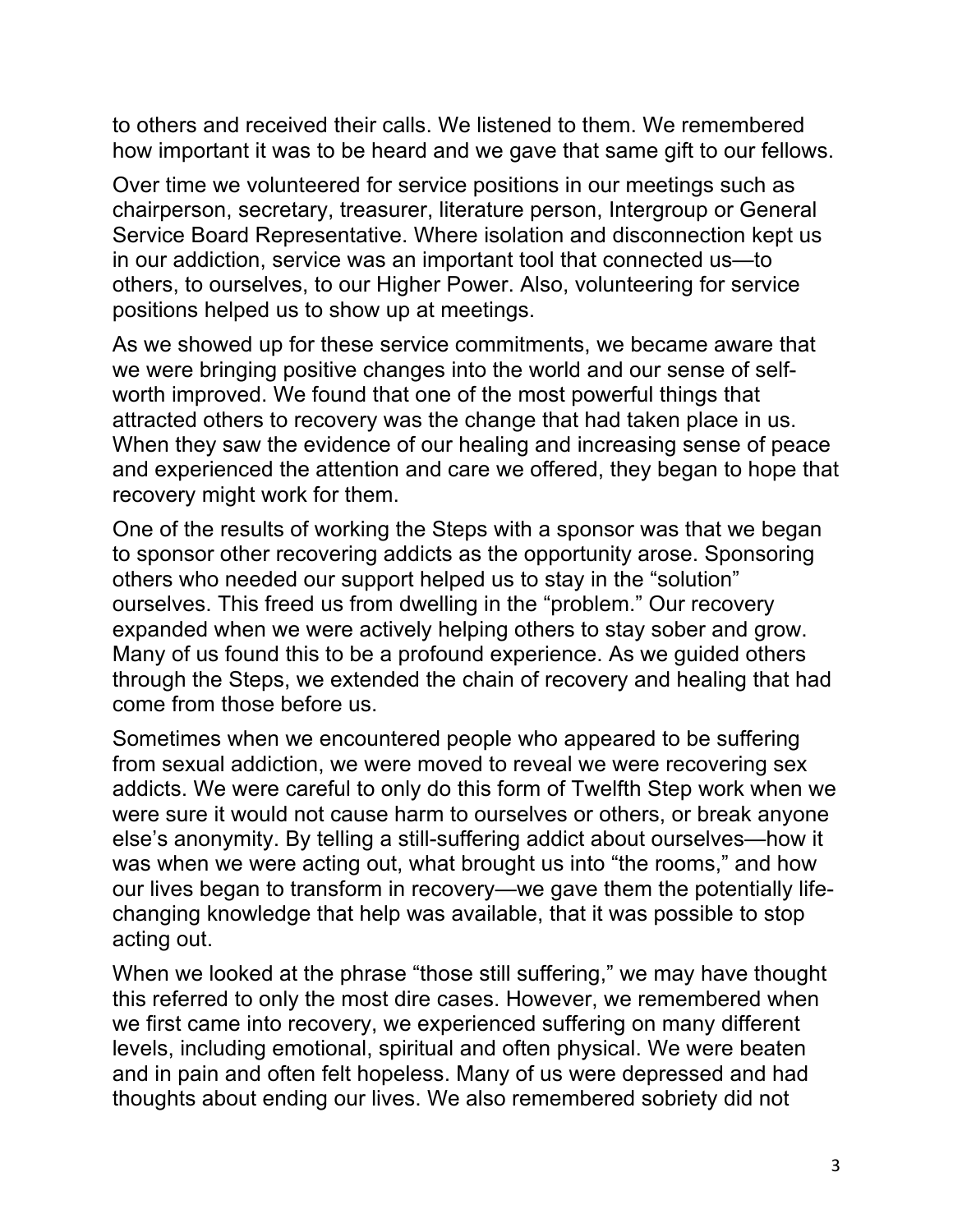to others and received their calls. We listened to them. We remembered how important it was to be heard and we gave that same gift to our fellows.

Over time we volunteered for service positions in our meetings such as chairperson, secretary, treasurer, literature person, Intergroup or General Service Board Representative. Where isolation and disconnection kept us in our addiction, service was an important tool that connected us—to others, to ourselves, to our Higher Power. Also, volunteering for service positions helped us to show up at meetings.

As we showed up for these service commitments, we became aware that we were bringing positive changes into the world and our sense of self-worth improved. We found that one of the most powerful things that attracted others to recovery was the change that had taken place in us. When they saw the evidence of our healing and increasing sense of peace and experienced the attention and care we offered, they began to hope that recovery might work for them.

One of the results of working the Steps with a sponsor was that we began to sponsor other recovering addicts as the opportunity arose. Sponsoring others who needed our support helped us to stay in the "solution" ourselves. This freed us from dwelling in the "problem." Our recovery expanded when we were actively helping others to stay sober and grow. Many of us found this to be a profound experience. As we guided others through the Steps, we extended the chain of recovery and healing that had come from those before us.

Sometimes when we encountered people who appeared to be suffering from sexual addiction, we were moved to reveal we were recovering sex addicts. We were careful to only do this form of Twelfth Step work when we were sure it would not cause harm to ourselves or others, or break anyone else's anonymity. By telling a still-suffering addict about ourselves—how it was when we were acting out, what brought us into "the rooms," and how our lives began to transform in recovery—we gave them the potentially life-changing knowledge that help was available, that it was possible to stop acting out.

When we looked at the phrase "those still suffering," we may have thought this referred to only the most dire cases. However, we remembered when we first came into recovery, we experienced suffering on many different levels, including emotional, spiritual and often physical. We were beaten and in pain and often felt hopeless. Many of us were depressed and had thoughts about ending our lives. We also remembered sobriety did not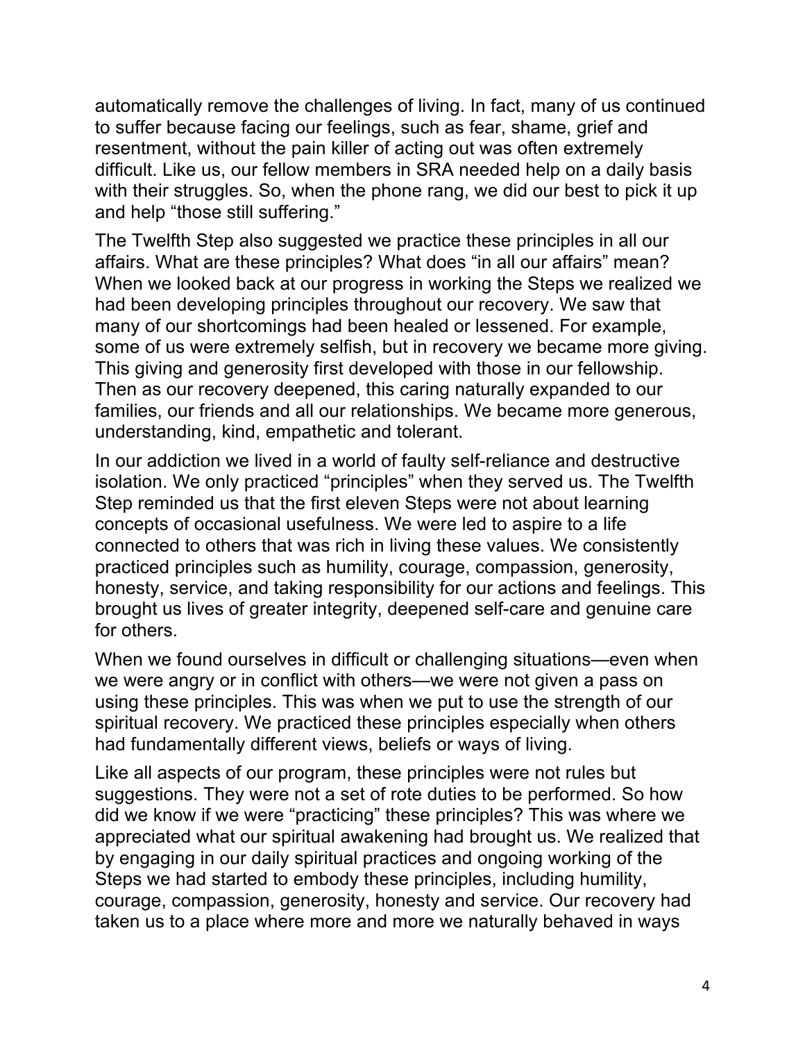automatically remove the challenges of living. In fact, many of us continued to suffer because facing our feelings, such as fear, shame, grief and resentment, without the pain killer of acting out was often extremely difficult. Like us, our fellow members in SRA needed help on a daily basis with their struggles. So, when the phone rang, we did our best to pick it up and help "those still suffering."

The Twelfth Step also suggested we practice these principles in all our affairs. What are these principles? What does "in all our affairs" mean? When we looked back at our progress in working the Steps we realized we had been developing principles throughout our recovery. We saw that many of our shortcomings had been healed or lessened. For example, some of us were extremely selfish, but in recovery we became more giving. This giving and generosity first developed with those in our fellowship. Then as our recovery deepened, this caring naturally expanded to our families, our friends and all our relationships. We became more generous, understanding, kind, empathetic and tolerant.

In our addiction we lived in a world of faulty self-reliance and destructive isolation. We only practiced "principles" when they served us. The Twelfth Step reminded us that the first eleven Steps were not about learning concepts of occasional usefulness. We were led to aspire to a life connected to others that was rich in living these values. We consistently practiced principles such as humility, courage, compassion, generosity, honesty, service, and taking responsibility for our actions and feelings. This brought us lives of greater integrity, deepened self-care and genuine care for others.

When we found ourselves in difficult or challenging situations—even when we were angry or in conflict with others—we were not given a pass on using these principles. This was when we put to use the strength of our spiritual recovery. We practiced these principles especially when others had fundamentally different views, beliefs or ways of living.

Like all aspects of our program, these principles were not rules but suggestions. They were not a set of rote duties to be performed. So how did we know if we were "practicing" these principles? This was where we appreciated what our spiritual awakening had brought us. We realized that by engaging in our daily spiritual practices and ongoing working of the Steps we had started to embody these principles, including humility, courage, compassion, generosity, honesty and service. Our recovery had taken us to a place where more and more we naturally behaved in ways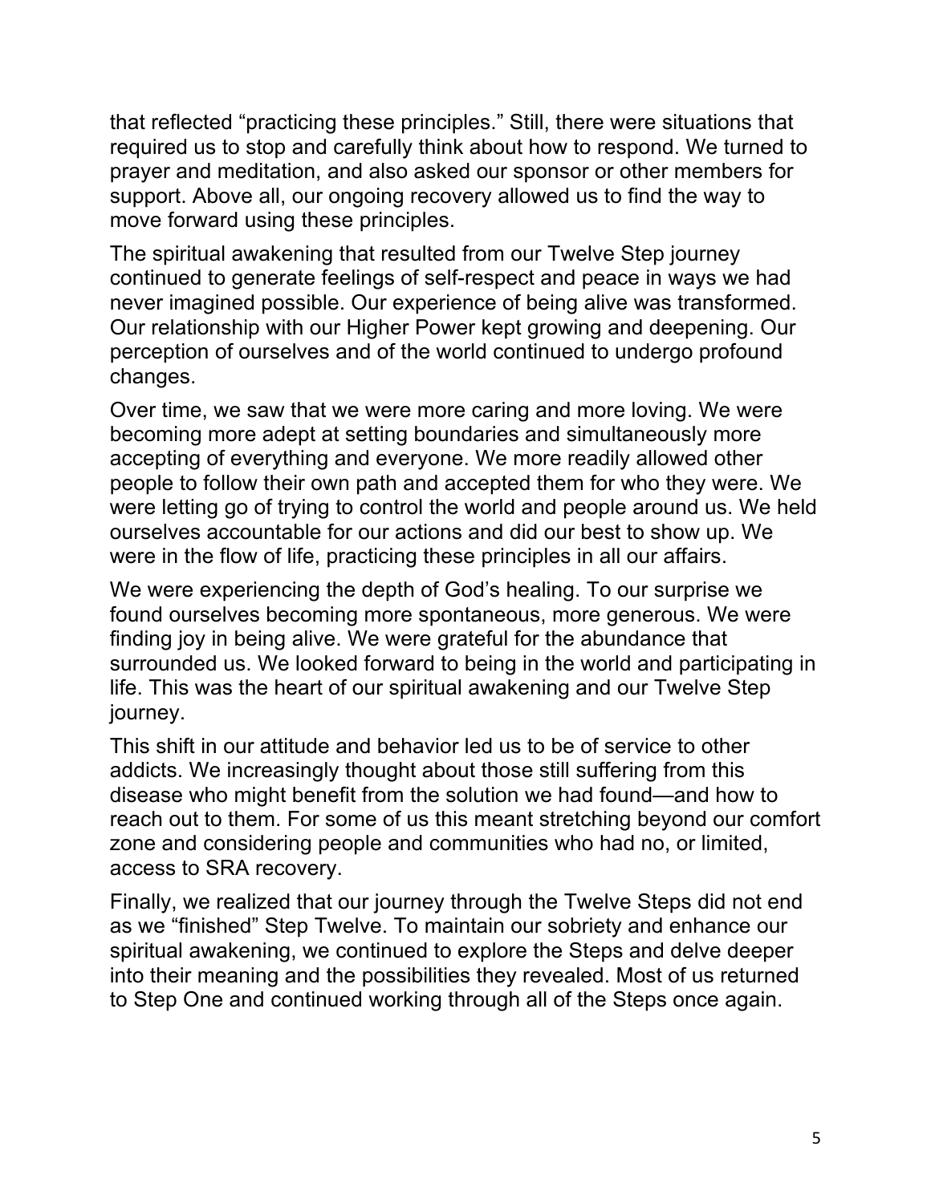that reflected “practicing these principles.” Still, there were situations that required us to stop and carefully think about how to respond. We turned to prayer and meditation, and also asked our sponsor or other members for support. Above all, our ongoing recovery allowed us to find the way to move forward using these principles.

The spiritual awakening that resulted from our Twelve Step journey continued to generate feelings of self-respect and peace in ways we had never imagined possible. Our experience of being alive was transformed. Our relationship with our Higher Power kept growing and deepening. Our perception of ourselves and of the world continued to undergo profound changes.

Over time, we saw that we were more caring and more loving. We were becoming more adept at setting boundaries and simultaneously more accepting of everything and everyone. We more readily allowed other people to follow their own path and accepted them for who they were. We were letting go of trying to control the world and people around us. We held ourselves accountable for our actions and did our best to show up. We were in the flow of life, practicing these principles in all our affairs.

We were experiencing the depth of God’s healing. To our surprise we found ourselves becoming more spontaneous, more generous. We were finding joy in being alive. We were grateful for the abundance that surrounded us. We looked forward to being in the world and participating in life. This was the heart of our spiritual awakening and our Twelve Step journey.

This shift in our attitude and behavior led us to be of service to other addicts. We increasingly thought about those still suffering from this disease who might benefit from the solution we had found—and how to reach out to them. For some of us this meant stretching beyond our comfort zone and considering people and communities who had no, or limited, access to SRA recovery.

Finally, we realized that our journey through the Twelve Steps did not end as we “finished” Step Twelve. To maintain our sobriety and enhance our spiritual awakening, we continued to explore the Steps and delve deeper into their meaning and the possibilities they revealed. Most of us returned to Step One and continued working through all of the Steps once again.